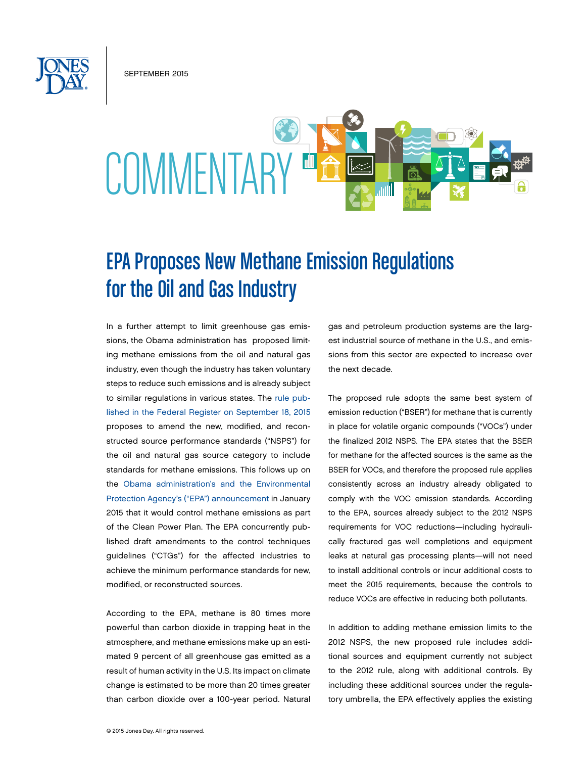SEPTEMBER 2015

# COMMENTARY

## EPA Proposes New Methane Emission Regulations for the Oil and Gas Industry

In a further attempt to limit greenhouse gas emissions, the Obama administration has proposed limiting methane emissions from the oil and natural gas industry, even though the industry has taken voluntary steps to reduce such emissions and is already subject to similar regulations in various states. The rule published in the Federal Register on September 18, 2015 proposes to amend the new, modified, and reconstructed source performance standards ("NSPS") for the oil and natural gas source category to include standards for methane emissions. This follows up on the Obama administration's and the Environmental Protection Agency's ("EPA") announcement in January 2015 that it would control methane emissions as part of the Clean Power Plan. The EPA concurrently published draft amendments to the control techniques guidelines ("CTGs") for the affected industries to achieve the minimum performance standards for new, modified, or reconstructed sources.

According to the EPA, methane is 80 times more powerful than carbon dioxide in trapping heat in the atmosphere, and methane emissions make up an estimated 9 percent of all greenhouse gas emitted as a result of human activity in the U.S. Its impact on climate change is estimated to be more than 20 times greater than carbon dioxide over a 100-year period. Natural gas and petroleum production systems are the largest industrial source of methane in the U.S., and emissions from this sector are expected to increase over the next decade.

The proposed rule adopts the same best system of emission reduction ("BSER") for methane that is currently in place for volatile organic compounds ("VOCs") under the finalized 2012 NSPS. The EPA states that the BSER for methane for the affected sources is the same as the BSER for VOCs, and therefore the proposed rule applies consistently across an industry already obligated to comply with the VOC emission standards. According to the EPA, sources already subject to the 2012 NSPS requirements for VOC reductions—including hydraulically fractured gas well completions and equipment leaks at natural gas processing plants—will not need to install additional controls or incur additional costs to meet the 2015 requirements, because the controls to reduce VOCs are effective in reducing both pollutants.

In addition to adding methane emission limits to the 2012 NSPS, the new proposed rule includes additional sources and equipment currently not subject to the 2012 rule, along with additional controls. By including these additional sources under the regulatory umbrella, the EPA effectively applies the existing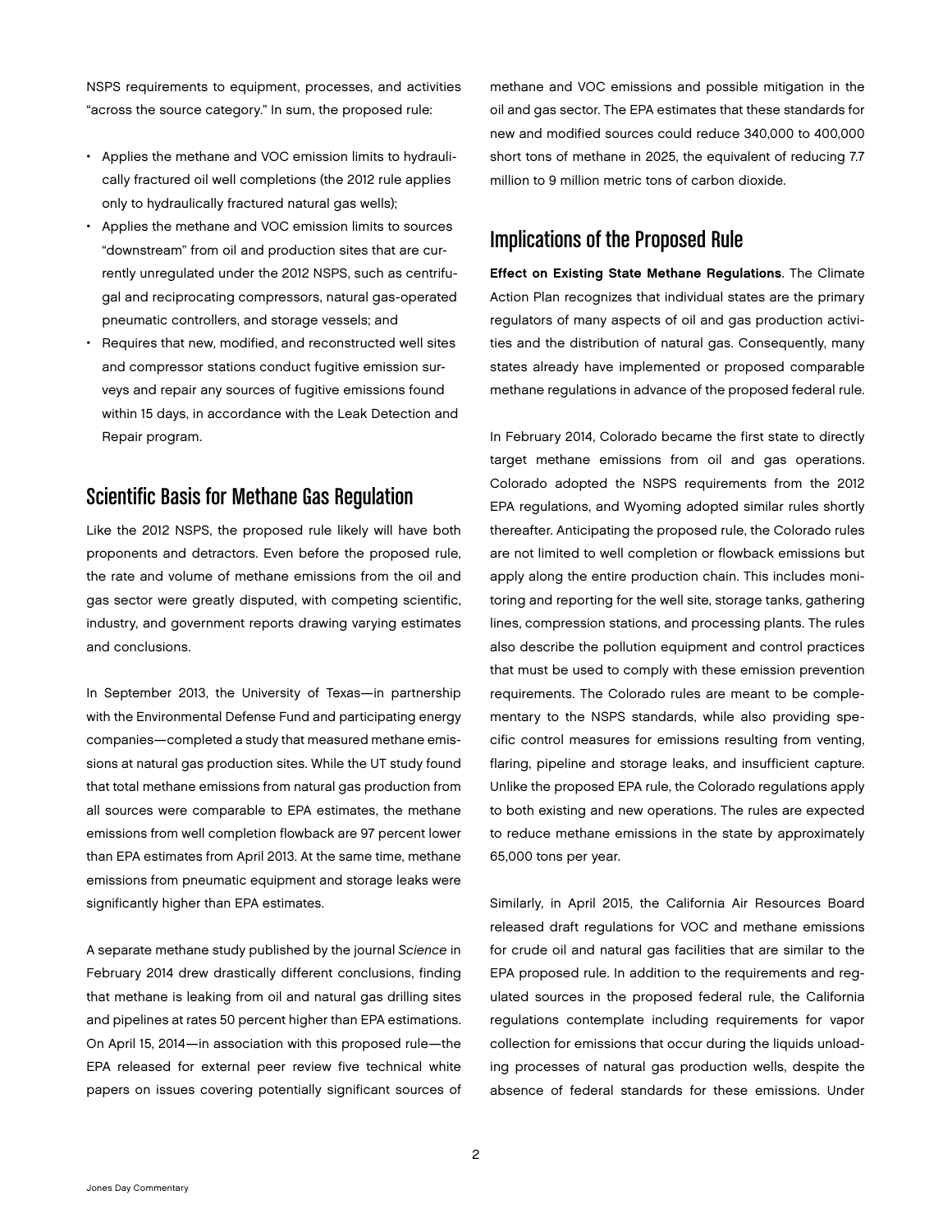NSPS requirements to equipment, processes, and activities "across the source category." In sum, the proposed rule:

- Applies the methane and VOC emission limits to hydraulically fractured oil well completions (the 2012 rule applies only to hydraulically fractured natural gas wells);
- Applies the methane and VOC emission limits to sources "downstream" from oil and production sites that are currently unregulated under the 2012 NSPS, such as centrifugal and reciprocating compressors, natural gas-operated pneumatic controllers, and storage vessels; and
- Requires that new, modified, and reconstructed well sites and compressor stations conduct fugitive emission surveys and repair any sources of fugitive emissions found within 15 days, in accordance with the Leak Detection and Repair program.

## Scientific Basis for Methane Gas Regulation

Like the 2012 NSPS, the proposed rule likely will have both proponents and detractors. Even before the proposed rule, the rate and volume of methane emissions from the oil and gas sector were greatly disputed, with competing scientific, industry, and government reports drawing varying estimates and conclusions.

In September 2013, the University of Texas—in partnership with the Environmental Defense Fund and participating energy companies—completed a study that measured methane emissions at natural gas production sites. While the UT study found that total methane emissions from natural gas production from all sources were comparable to EPA estimates, the methane emissions from well completion flowback are 97 percent lower than EPA estimates from April 2013. At the same time, methane emissions from pneumatic equipment and storage leaks were significantly higher than EPA estimates.

A separate methane study published by the journal *Science* in February 2014 drew drastically different conclusions, finding that methane is leaking from oil and natural gas drilling sites and pipelines at rates 50 percent higher than EPA estimations. On April 15, 2014—in association with this proposed rule—the EPA released for external peer review five technical white papers on issues covering potentially significant sources of methane and VOC emissions and possible mitigation in the oil and gas sector. The EPA estimates that these standards for new and modified sources could reduce 340,000 to 400,000 short tons of methane in 2025, the equivalent of reducing 7.7 million to 9 million metric tons of carbon dioxide.

## Implications of the Proposed Rule

**Effect on Existing State Methane Regulations**. The Climate Action Plan recognizes that individual states are the primary regulators of many aspects of oil and gas production activities and the distribution of natural gas. Consequently, many states already have implemented or proposed comparable methane regulations in advance of the proposed federal rule.

In February 2014, Colorado became the first state to directly target methane emissions from oil and gas operations. Colorado adopted the NSPS requirements from the 2012 EPA regulations, and Wyoming adopted similar rules shortly thereafter. Anticipating the proposed rule, the Colorado rules are not limited to well completion or flowback emissions but apply along the entire production chain. This includes monitoring and reporting for the well site, storage tanks, gathering lines, compression stations, and processing plants. The rules also describe the pollution equipment and control practices that must be used to comply with these emission prevention requirements. The Colorado rules are meant to be complementary to the NSPS standards, while also providing specific control measures for emissions resulting from venting, flaring, pipeline and storage leaks, and insufficient capture. Unlike the proposed EPA rule, the Colorado regulations apply to both existing and new operations. The rules are expected to reduce methane emissions in the state by approximately 65,000 tons per year.

Similarly, in April 2015, the California Air Resources Board released draft regulations for VOC and methane emissions for crude oil and natural gas facilities that are similar to the EPA proposed rule. In addition to the requirements and regulated sources in the proposed federal rule, the California regulations contemplate including requirements for vapor collection for emissions that occur during the liquids unloading processes of natural gas production wells, despite the absence of federal standards for these emissions. Under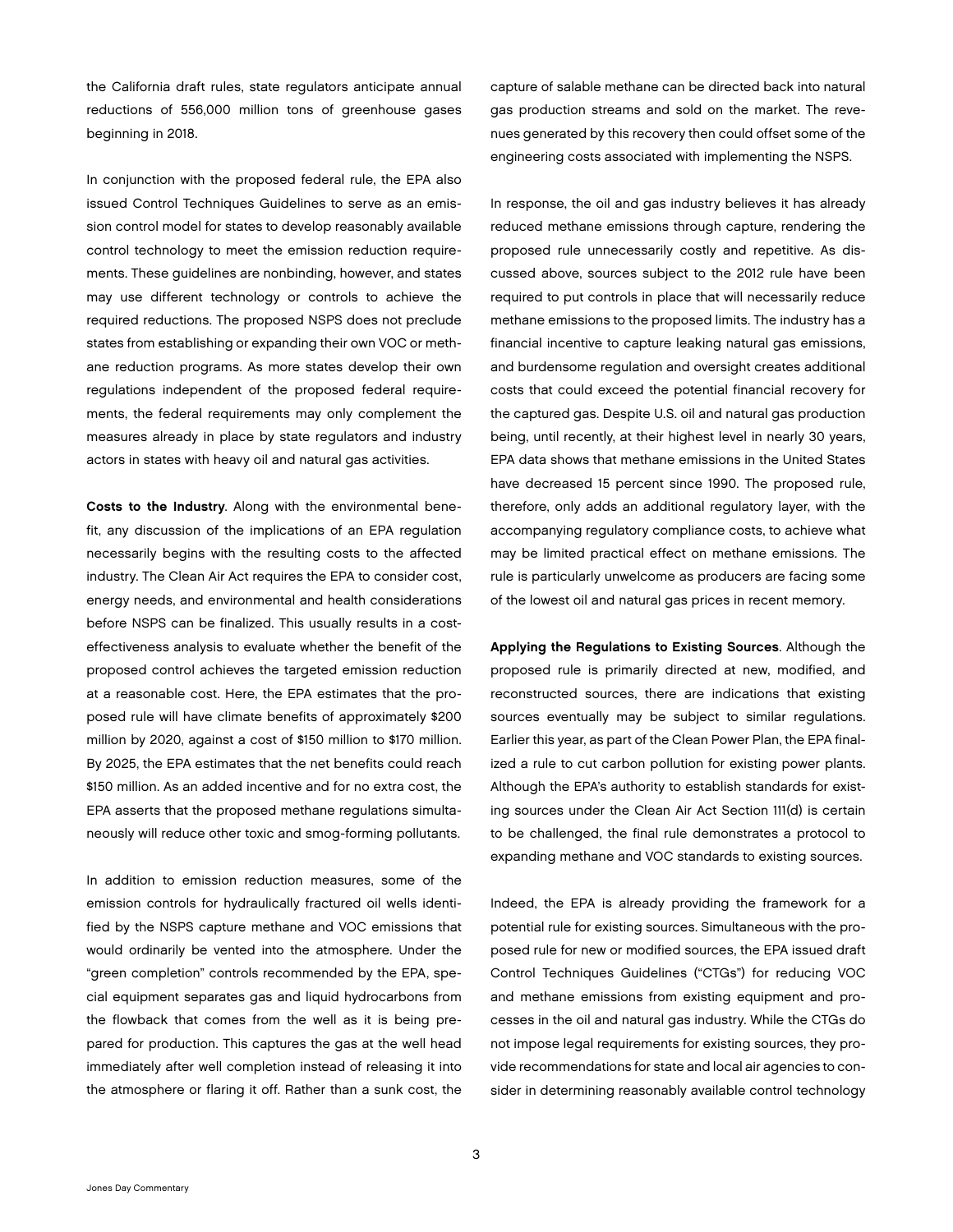the California draft rules, state regulators anticipate annual reductions of 556,000 million tons of greenhouse gases beginning in 2018.

In conjunction with the proposed federal rule, the EPA also issued Control Techniques Guidelines to serve as an emission control model for states to develop reasonably available control technology to meet the emission reduction requirements. These guidelines are nonbinding, however, and states may use different technology or controls to achieve the required reductions. The proposed NSPS does not preclude states from establishing or expanding their own VOC or methane reduction programs. As more states develop their own regulations independent of the proposed federal requirements, the federal requirements may only complement the measures already in place by state regulators and industry actors in states with heavy oil and natural gas activities.

**Costs to the Industry**. Along with the environmental benefit, any discussion of the implications of an EPA regulation necessarily begins with the resulting costs to the affected industry. The Clean Air Act requires the EPA to consider cost, energy needs, and environmental and health considerations before NSPS can be finalized. This usually results in a cost-effectiveness analysis to evaluate whether the benefit of the proposed control achieves the targeted emission reduction at a reasonable cost. Here, the EPA estimates that the proposed rule will have climate benefits of approximately $200 million by 2020, against a cost of $150 million to $170 million. By 2025, the EPA estimates that the net benefits could reach $150 million. As an added incentive and for no extra cost, the EPA asserts that the proposed methane regulations simultaneously will reduce other toxic and smog-forming pollutants.

In addition to emission reduction measures, some of the emission controls for hydraulically fractured oil wells identified by the NSPS capture methane and VOC emissions that would ordinarily be vented into the atmosphere. Under the "green completion" controls recommended by the EPA, special equipment separates gas and liquid hydrocarbons from the flowback that comes from the well as it is being prepared for production. This captures the gas at the well head immediately after well completion instead of releasing it into the atmosphere or flaring it off. Rather than a sunk cost, the capture of salable methane can be directed back into natural gas production streams and sold on the market. The revenues generated by this recovery then could offset some of the engineering costs associated with implementing the NSPS.

In response, the oil and gas industry believes it has already reduced methane emissions through capture, rendering the proposed rule unnecessarily costly and repetitive. As discussed above, sources subject to the 2012 rule have been required to put controls in place that will necessarily reduce methane emissions to the proposed limits. The industry has a financial incentive to capture leaking natural gas emissions, and burdensome regulation and oversight creates additional costs that could exceed the potential financial recovery for the captured gas. Despite U.S. oil and natural gas production being, until recently, at their highest level in nearly 30 years, EPA data shows that methane emissions in the United States have decreased 15 percent since 1990. The proposed rule, therefore, only adds an additional regulatory layer, with the accompanying regulatory compliance costs, to achieve what may be limited practical effect on methane emissions. The rule is particularly unwelcome as producers are facing some of the lowest oil and natural gas prices in recent memory.

**Applying the Regulations to Existing Sources**. Although the proposed rule is primarily directed at new, modified, and reconstructed sources, there are indications that existing sources eventually may be subject to similar regulations. Earlier this year, as part of the Clean Power Plan, the EPA finalized a rule to cut carbon pollution for existing power plants. Although the EPA's authority to establish standards for existing sources under the Clean Air Act Section 111(d) is certain to be challenged, the final rule demonstrates a protocol to expanding methane and VOC standards to existing sources.

Indeed, the EPA is already providing the framework for a potential rule for existing sources. Simultaneous with the proposed rule for new or modified sources, the EPA issued draft Control Techniques Guidelines ("CTGs") for reducing VOC and methane emissions from existing equipment and processes in the oil and natural gas industry. While the CTGs do not impose legal requirements for existing sources, they provide recommendations for state and local air agencies to consider in determining reasonably available control technology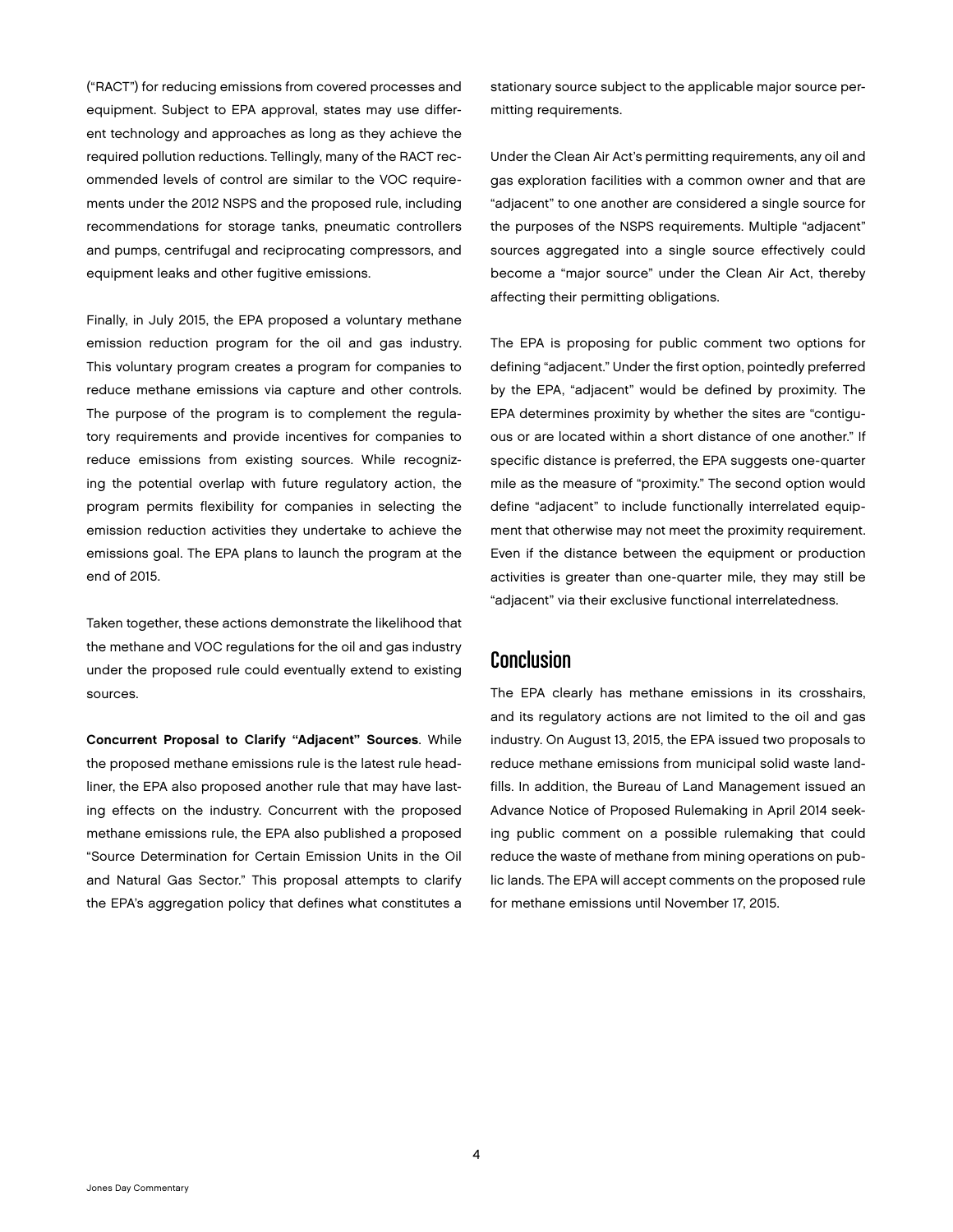("RACT") for reducing emissions from covered processes and equipment. Subject to EPA approval, states may use different technology and approaches as long as they achieve the required pollution reductions. Tellingly, many of the RACT recommended levels of control are similar to the VOC requirements under the 2012 NSPS and the proposed rule, including recommendations for storage tanks, pneumatic controllers and pumps, centrifugal and reciprocating compressors, and equipment leaks and other fugitive emissions.

Finally, in July 2015, the EPA proposed a voluntary methane emission reduction program for the oil and gas industry. This voluntary program creates a program for companies to reduce methane emissions via capture and other controls. The purpose of the program is to complement the regulatory requirements and provide incentives for companies to reduce emissions from existing sources. While recognizing the potential overlap with future regulatory action, the program permits flexibility for companies in selecting the emission reduction activities they undertake to achieve the emissions goal. The EPA plans to launch the program at the end of 2015.

Taken together, these actions demonstrate the likelihood that the methane and VOC regulations for the oil and gas industry under the proposed rule could eventually extend to existing sources.

**Concurrent Proposal to Clarify "Adjacent" Sources**. While the proposed methane emissions rule is the latest rule headliner, the EPA also proposed another rule that may have lasting effects on the industry. Concurrent with the proposed methane emissions rule, the EPA also published a proposed "Source Determination for Certain Emission Units in the Oil and Natural Gas Sector." This proposal attempts to clarify the EPA's aggregation policy that defines what constitutes a stationary source subject to the applicable major source permitting requirements.

Under the Clean Air Act's permitting requirements, any oil and gas exploration facilities with a common owner and that are "adjacent" to one another are considered a single source for the purposes of the NSPS requirements. Multiple "adjacent" sources aggregated into a single source effectively could become a "major source" under the Clean Air Act, thereby affecting their permitting obligations.

The EPA is proposing for public comment two options for defining "adjacent." Under the first option, pointedly preferred by the EPA, "adjacent" would be defined by proximity. The EPA determines proximity by whether the sites are "contiguous or are located within a short distance of one another." If specific distance is preferred, the EPA suggests one-quarter mile as the measure of "proximity." The second option would define "adjacent" to include functionally interrelated equipment that otherwise may not meet the proximity requirement. Even if the distance between the equipment or production activities is greater than one-quarter mile, they may still be "adjacent" via their exclusive functional interrelatedness.

## Conclusion

The EPA clearly has methane emissions in its crosshairs, and its regulatory actions are not limited to the oil and gas industry. On August 13, 2015, the EPA issued two proposals to reduce methane emissions from municipal solid waste landfills. In addition, the Bureau of Land Management issued an Advance Notice of Proposed Rulemaking in April 2014 seeking public comment on a possible rulemaking that could reduce the waste of methane from mining operations on public lands. The EPA will accept comments on the proposed rule for methane emissions until November 17, 2015.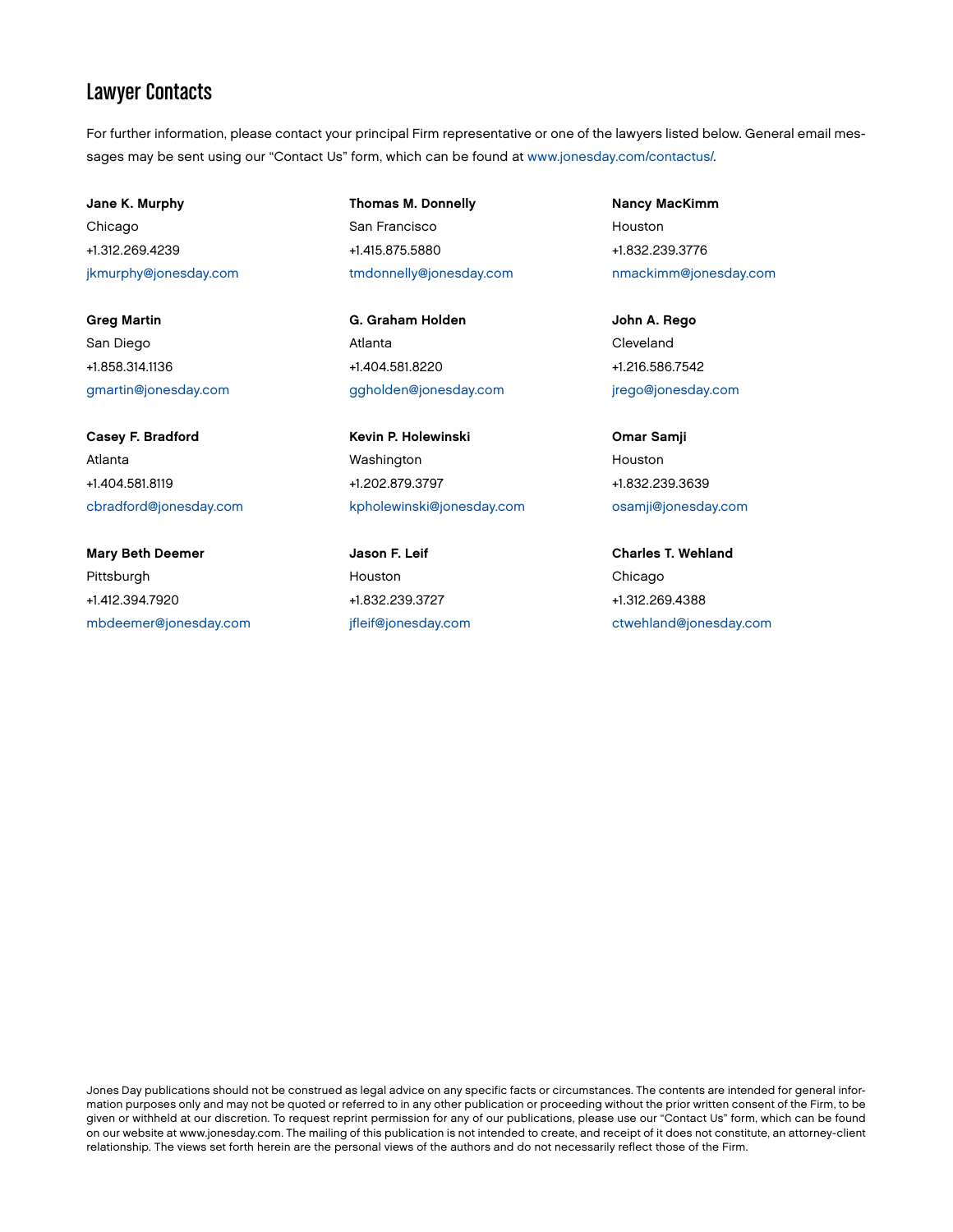## Lawyer Contacts

For further information, please contact your principal Firm representative or one of the lawyers listed below. General email messages may be sent using our "Contact Us" form, which can be found at www.jonesday.com/contactus/.

**Jane K. Murphy**
Chicago
+1.312.269.4239
jkmurphy@jonesday.com

**Greg Martin**
San Diego
+1.858.314.1136
gmartin@jonesday.com

**Casey F. Bradford**
Atlanta
+1.404.581.8119
cbradford@jonesday.com

**Mary Beth Deemer**
Pittsburgh
+1.412.394.7920
mbdeemer@jonesday.com

**Thomas M. Donnelly**
San Francisco
+1.415.875.5880
tmdonnelly@jonesday.com

**G. Graham Holden**
Atlanta
+1.404.581.8220
ggholden@jonesday.com

**Kevin P. Holewinski**
Washington
+1.202.879.3797
kpholewinski@jonesday.com

**Jason F. Leif**
Houston
+1.832.239.3727
jfleif@jonesday.com

**Nancy MacKimm**
Houston
+1.832.239.3776
nmackimm@jonesday.com

**John A. Rego**
Cleveland
+1.216.586.7542
jrego@jonesday.com

**Omar Samji**
Houston
+1.832.239.3639
osamji@jonesday.com

**Charles T. Wehland**
Chicago
+1.312.269.4388
ctwehland@jonesday.com

Jones Day publications should not be construed as legal advice on any specific facts or circumstances. The contents are intended for general information purposes only and may not be quoted or referred to in any other publication or proceeding without the prior written consent of the Firm, to be given or withheld at our discretion. To request reprint permission for any of our publications, please use our "Contact Us" form, which can be found on our website at www.jonesday.com. The mailing of this publication is not intended to create, and receipt of it does not constitute, an attorney-client relationship. The views set forth herein are the personal views of the authors and do not necessarily reflect those of the Firm.